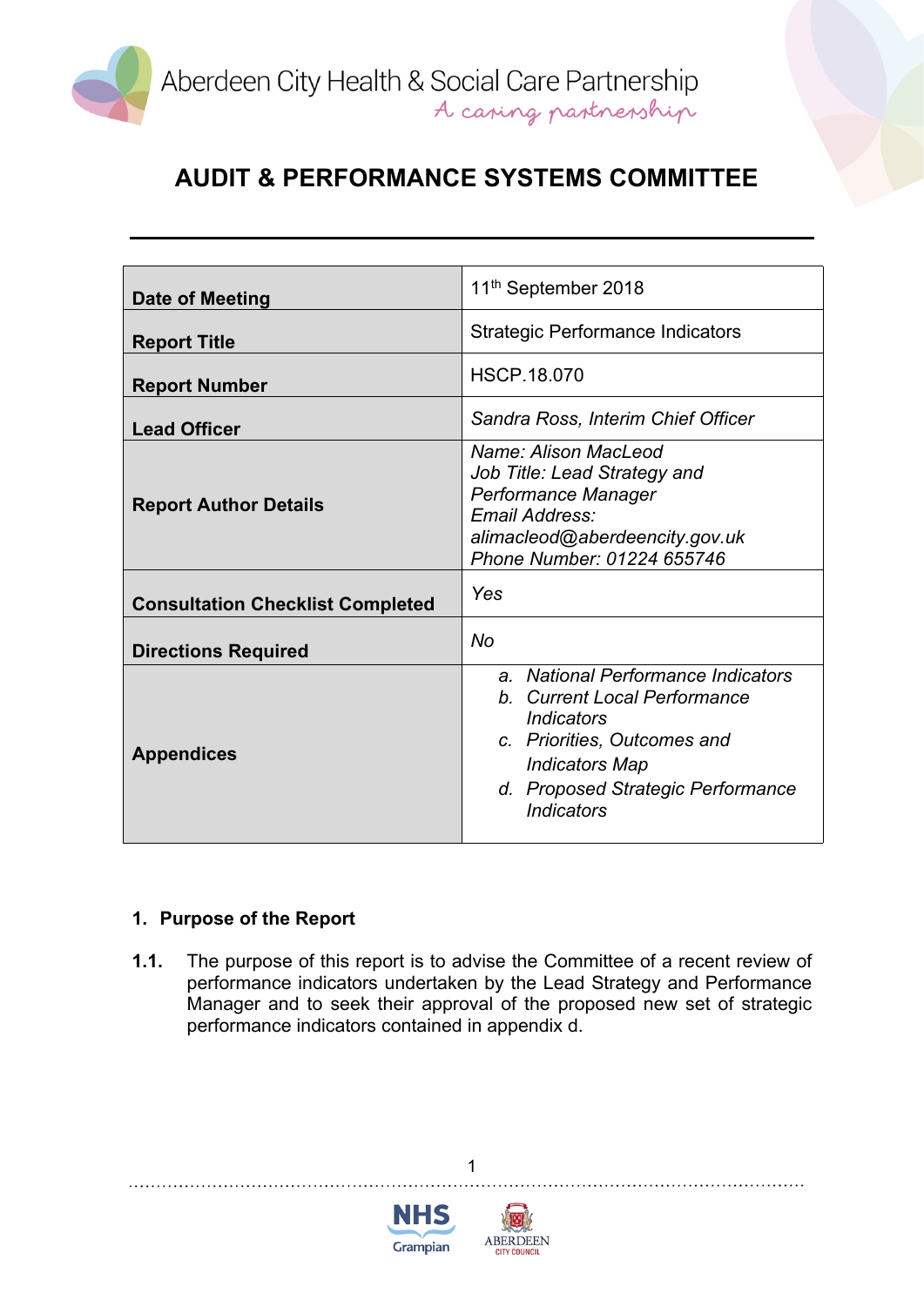Aberdeen City Health & Social Care Partnership

*A caring partnership*

# AUDIT & PERFORMANCE SYSTEMS COMMITTEE

| | |
|---|---|
| **Date of Meeting** | 11th September 2018 |
| **Report Title** | Strategic Performance Indicators |
| **Report Number** | HSCP.18.070 |
| **Lead Officer** | *Sandra Ross, Interim Chief Officer* |
| **Report Author Details** | *Name: Alison MacLeod*<br>*Job Title: Lead Strategy and Performance Manager*<br>*Email Address: alimacleod@aberdeencity.gov.uk*<br>*Phone Number: 01224 655746* |
| **Consultation Checklist Completed** | *Yes* |
| **Directions Required** | *No* |
| **Appendices** | *a. National Performance Indicators*<br>*b. Current Local Performance Indicators*<br>*c. Priorities, Outcomes and Indicators Map*<br>*d. Proposed Strategic Performance Indicators* |

## 1. Purpose of the Report

**1.1.** The purpose of this report is to advise the Committee of a recent review of performance indicators undertaken by the Lead Strategy and Performance Manager and to seek their approval of the proposed new set of strategic performance indicators contained in appendix d.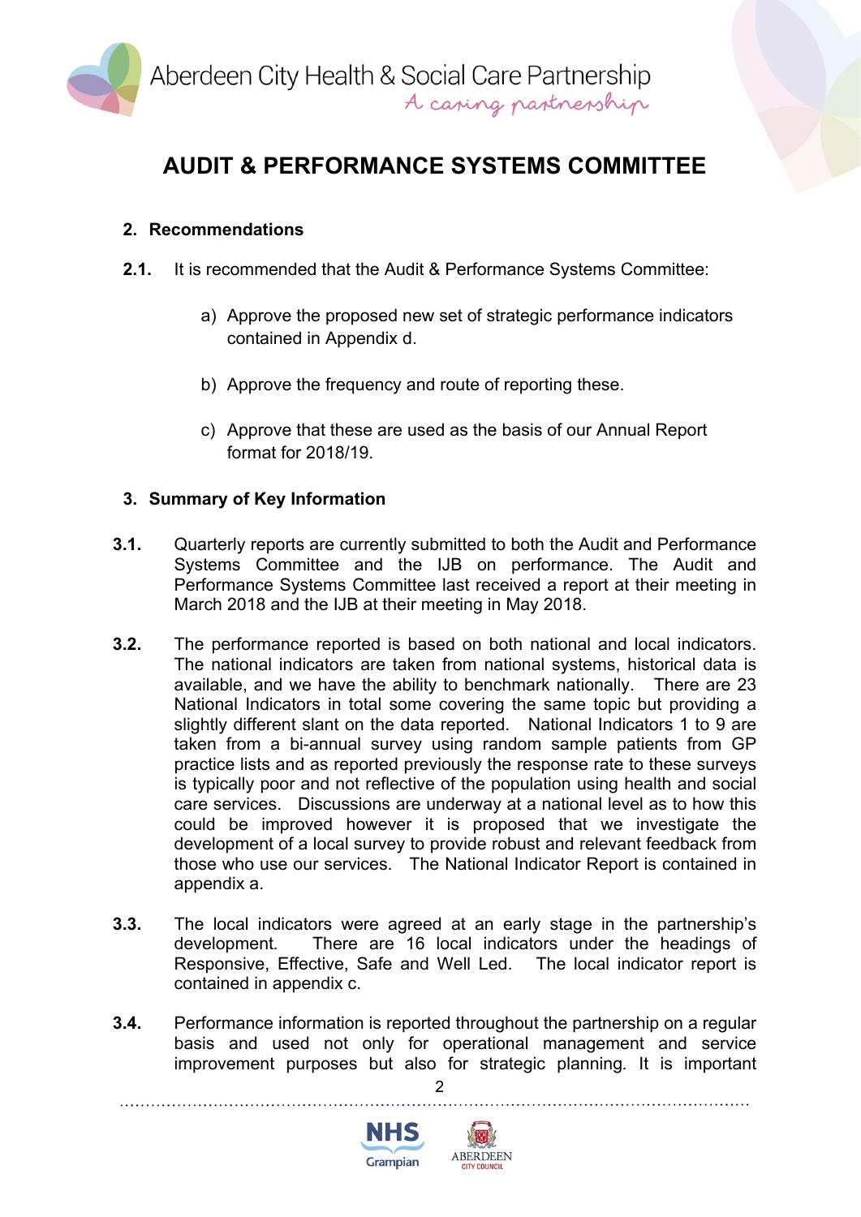# AUDIT & PERFORMANCE SYSTEMS COMMITTEE

## 2. Recommendations

**2.1.** It is recommended that the Audit & Performance Systems Committee:

a) Approve the proposed new set of strategic performance indicators contained in Appendix d.

b) Approve the frequency and route of reporting these.

c) Approve that these are used as the basis of our Annual Report format for 2018/19.

## 3. Summary of Key Information

**3.1.** Quarterly reports are currently submitted to both the Audit and Performance Systems Committee and the IJB on performance. The Audit and Performance Systems Committee last received a report at their meeting in March 2018 and the IJB at their meeting in May 2018.

**3.2.** The performance reported is based on both national and local indicators. The national indicators are taken from national systems, historical data is available, and we have the ability to benchmark nationally. There are 23 National Indicators in total some covering the same topic but providing a slightly different slant on the data reported. National Indicators 1 to 9 are taken from a bi-annual survey using random sample patients from GP practice lists and as reported previously the response rate to these surveys is typically poor and not reflective of the population using health and social care services. Discussions are underway at a national level as to how this could be improved however it is proposed that we investigate the development of a local survey to provide robust and relevant feedback from those who use our services. The National Indicator Report is contained in appendix a.

**3.3.** The local indicators were agreed at an early stage in the partnership's development. There are 16 local indicators under the headings of Responsive, Effective, Safe and Well Led. The local indicator report is contained in appendix c.

**3.4.** Performance information is reported throughout the partnership on a regular basis and used not only for operational management and service improvement purposes but also for strategic planning. It is important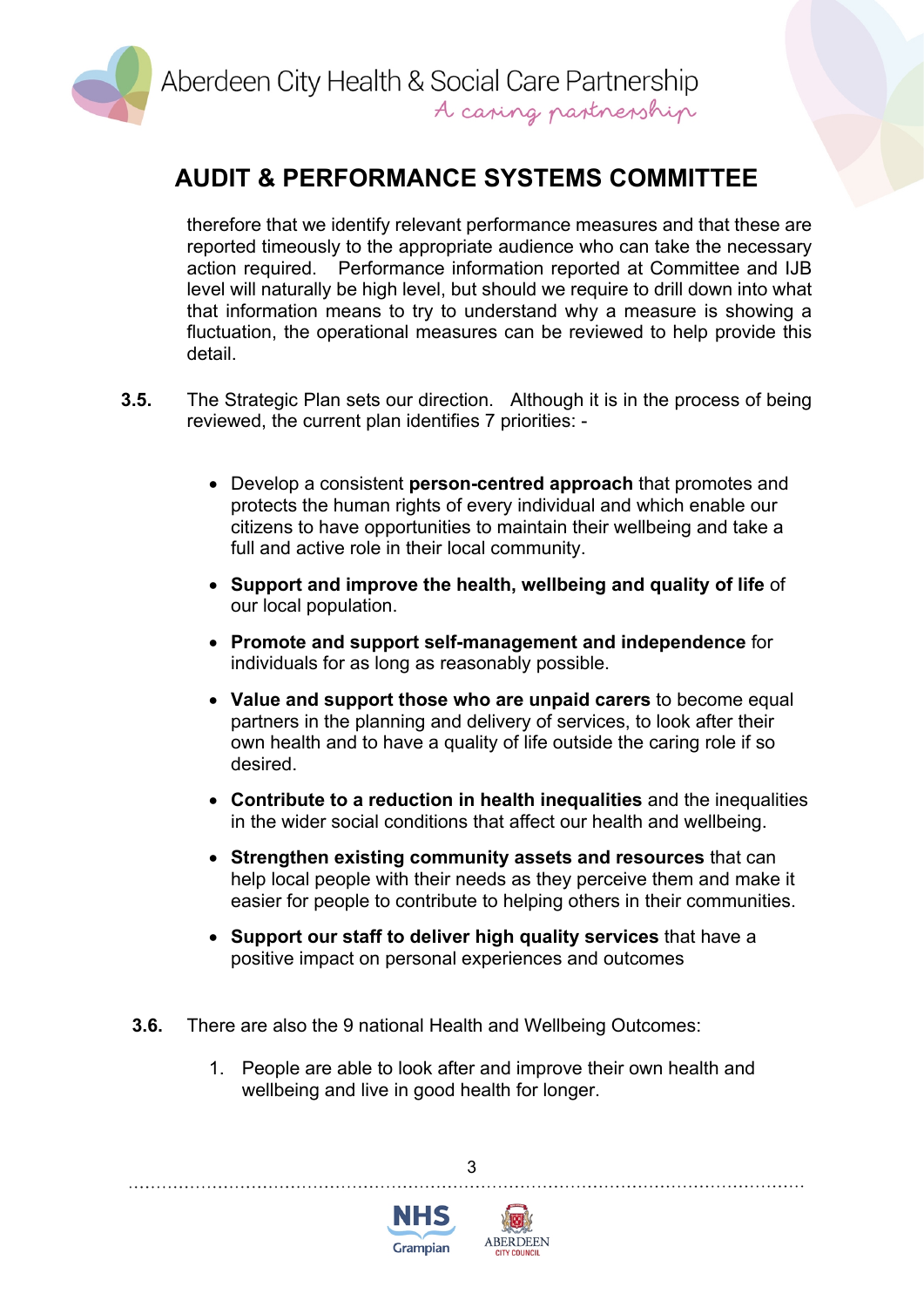therefore that we identify relevant performance measures and that these are reported timeously to the appropriate audience who can take the necessary action required. Performance information reported at Committee and IJB level will naturally be high level, but should we require to drill down into what that information means to try to understand why a measure is showing a fluctuation, the operational measures can be reviewed to help provide this detail.

**3.5.** The Strategic Plan sets our direction. Although it is in the process of being reviewed, the current plan identifies 7 priorities: -

- Develop a consistent **person-centred approach** that promotes and protects the human rights of every individual and which enable our citizens to have opportunities to maintain their wellbeing and take a full and active role in their local community.
- **Support and improve the health, wellbeing and quality of life** of our local population.
- **Promote and support self-management and independence** for individuals for as long as reasonably possible.
- **Value and support those who are unpaid carers** to become equal partners in the planning and delivery of services, to look after their own health and to have a quality of life outside the caring role if so desired.
- **Contribute to a reduction in health inequalities** and the inequalities in the wider social conditions that affect our health and wellbeing.
- **Strengthen existing community assets and resources** that can help local people with their needs as they perceive them and make it easier for people to contribute to helping others in their communities.
- **Support our staff to deliver high quality services** that have a positive impact on personal experiences and outcomes

**3.6.** There are also the 9 national Health and Wellbeing Outcomes:

1. People are able to look after and improve their own health and wellbeing and live in good health for longer.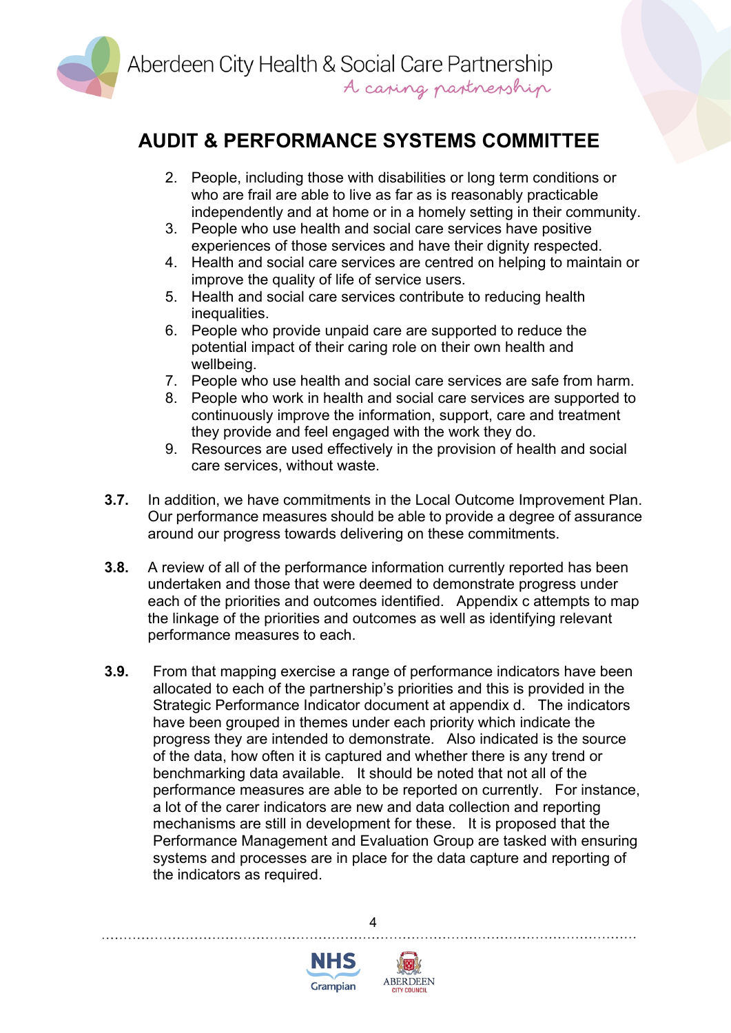2. People, including those with disabilities or long term conditions or who are frail are able to live as far as is reasonably practicable independently and at home or in a homely setting in their community.
3. People who use health and social care services have positive experiences of those services and have their dignity respected.
4. Health and social care services are centred on helping to maintain or improve the quality of life of service users.
5. Health and social care services contribute to reducing health inequalities.
6. People who provide unpaid care are supported to reduce the potential impact of their caring role on their own health and wellbeing.
7. People who use health and social care services are safe from harm.
8. People who work in health and social care services are supported to continuously improve the information, support, care and treatment they provide and feel engaged with the work they do.
9. Resources are used effectively in the provision of health and social care services, without waste.

**3.7.** In addition, we have commitments in the Local Outcome Improvement Plan. Our performance measures should be able to provide a degree of assurance around our progress towards delivering on these commitments.

**3.8.** A review of all of the performance information currently reported has been undertaken and those that were deemed to demonstrate progress under each of the priorities and outcomes identified. Appendix c attempts to map the linkage of the priorities and outcomes as well as identifying relevant performance measures to each.

**3.9.** From that mapping exercise a range of performance indicators have been allocated to each of the partnership's priorities and this is provided in the Strategic Performance Indicator document at appendix d. The indicators have been grouped in themes under each priority which indicate the progress they are intended to demonstrate. Also indicated is the source of the data, how often it is captured and whether there is any trend or benchmarking data available. It should be noted that not all of the performance measures are able to be reported on currently. For instance, a lot of the carer indicators are new and data collection and reporting mechanisms are still in development for these. It is proposed that the Performance Management and Evaluation Group are tasked with ensuring systems and processes are in place for the data capture and reporting of the indicators as required.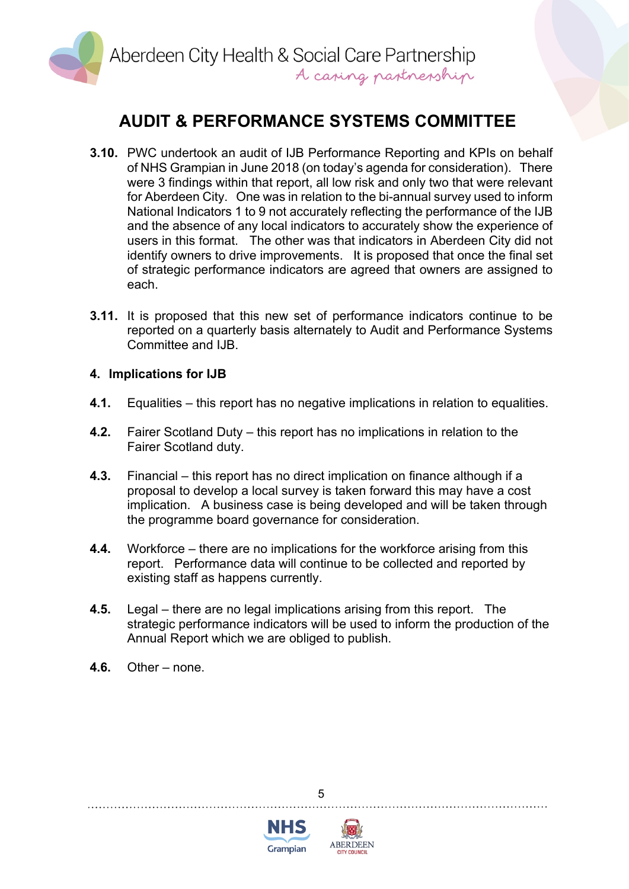## AUDIT & PERFORMANCE SYSTEMS COMMITTEE

**3.10.** PWC undertook an audit of IJB Performance Reporting and KPIs on behalf of NHS Grampian in June 2018 (on today's agenda for consideration). There were 3 findings within that report, all low risk and only two that were relevant for Aberdeen City. One was in relation to the bi-annual survey used to inform National Indicators 1 to 9 not accurately reflecting the performance of the IJB and the absence of any local indicators to accurately show the experience of users in this format. The other was that indicators in Aberdeen City did not identify owners to drive improvements. It is proposed that once the final set of strategic performance indicators are agreed that owners are assigned to each.

**3.11.** It is proposed that this new set of performance indicators continue to be reported on a quarterly basis alternately to Audit and Performance Systems Committee and IJB.

### 4. Implications for IJB

**4.1.** Equalities – this report has no negative implications in relation to equalities.

**4.2.** Fairer Scotland Duty – this report has no implications in relation to the Fairer Scotland duty.

**4.3.** Financial – this report has no direct implication on finance although if a proposal to develop a local survey is taken forward this may have a cost implication. A business case is being developed and will be taken through the programme board governance for consideration.

**4.4.** Workforce – there are no implications for the workforce arising from this report. Performance data will continue to be collected and reported by existing staff as happens currently.

**4.5.** Legal – there are no legal implications arising from this report. The strategic performance indicators will be used to inform the production of the Annual Report which we are obliged to publish.

**4.6.** Other – none.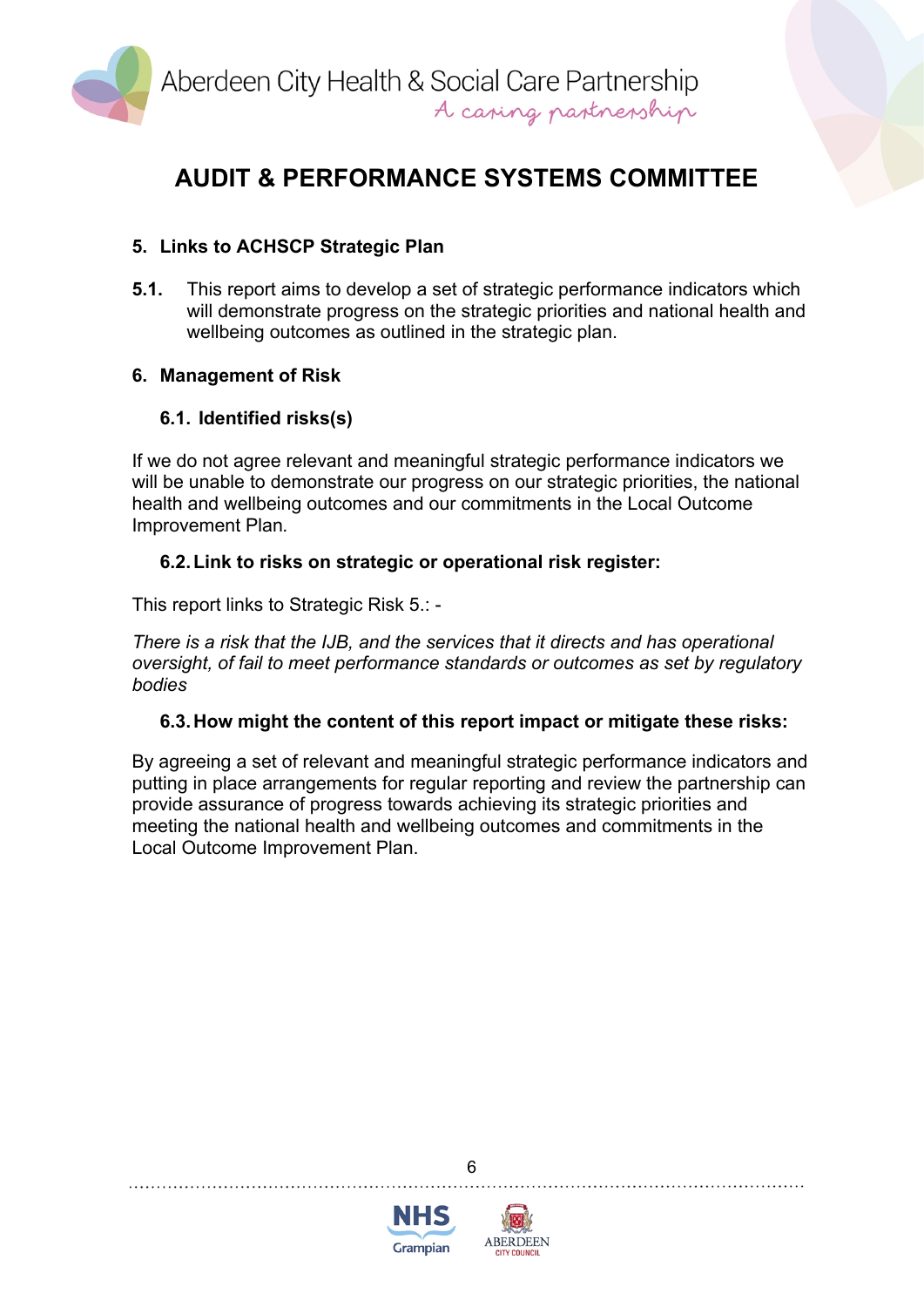## 5. Links to ACHSCP Strategic Plan

**5.1.** This report aims to develop a set of strategic performance indicators which will demonstrate progress on the strategic priorities and national health and wellbeing outcomes as outlined in the strategic plan.

## 6. Management of Risk

### 6.1. Identified risks(s)

If we do not agree relevant and meaningful strategic performance indicators we will be unable to demonstrate our progress on our strategic priorities, the national health and wellbeing outcomes and our commitments in the Local Outcome Improvement Plan.

### 6.2. Link to risks on strategic or operational risk register:

This report links to Strategic Risk 5.: -

*There is a risk that the IJB, and the services that it directs and has operational oversight, of fail to meet performance standards or outcomes as set by regulatory bodies*

### 6.3. How might the content of this report impact or mitigate these risks:

By agreeing a set of relevant and meaningful strategic performance indicators and putting in place arrangements for regular reporting and review the partnership can provide assurance of progress towards achieving its strategic priorities and meeting the national health and wellbeing outcomes and commitments in the Local Outcome Improvement Plan.